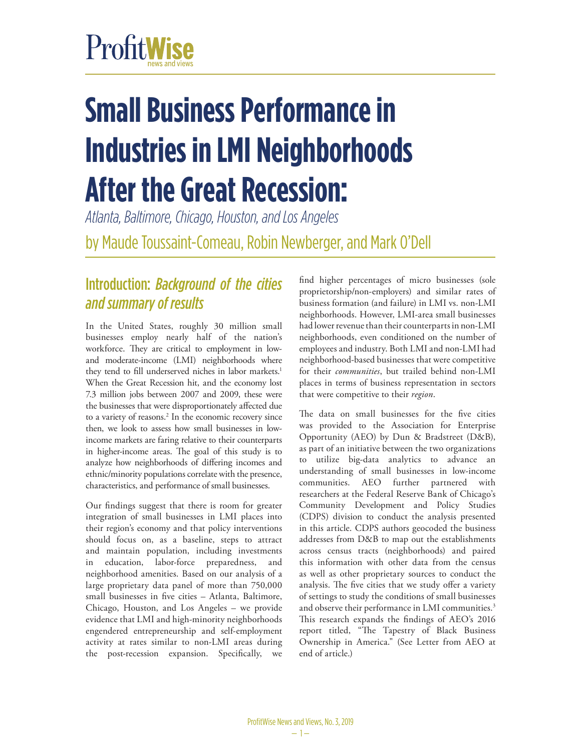# Small Business Performance in Industries in LMI Neighborhoods After the Great Recession:

*Atlanta, Baltimore, Chicago, Houston, and Los Angeles*

by Maude Toussaint-Comeau, Robin Newberger, and Mark O'Dell

## Introduction: *Background of the cities and summary of results*

In the United States, roughly 30 million small businesses employ nearly half of the nation's workforce. They are critical to employment in low- and moderate-income (LMI) neighborhoods where they tend to fill underserved niches in labor markets.[1] When the Great Recession hit, and the economy lost 7.3 million jobs between 2007 and 2009, these were the businesses that were disproportionately affected due to a variety of reasons.[2] In the economic recovery since then, we look to assess how small businesses in low-income markets are faring relative to their counterparts in higher-income areas. The goal of this study is to analyze how neighborhoods of differing incomes and ethnic/minority populations correlate with the presence, characteristics, and performance of small businesses.

Our findings suggest that there is room for greater integration of small businesses in LMI places into their region's economy and that policy interventions should focus on, as a baseline, steps to attract and maintain population, including investments in education, labor-force preparedness, and neighborhood amenities. Based on our analysis of a large proprietary data panel of more than 750,000 small businesses in five cities – Atlanta, Baltimore, Chicago, Houston, and Los Angeles – we provide evidence that LMI and high-minority neighborhoods engendered entrepreneurship and self-employment activity at rates similar to non-LMI areas during the post-recession expansion. Specifically, we find higher percentages of micro businesses (sole proprietorship/non-employers) and similar rates of business formation (and failure) in LMI vs. non-LMI neighborhoods. However, LMI-area small businesses had lower revenue than their counterparts in non-LMI neighborhoods, even conditioned on the number of employees and industry. Both LMI and non-LMI had neighborhood-based businesses that were competitive for their *communities*, but trailed behind non-LMI places in terms of business representation in sectors that were competitive to their *region*.

The data on small businesses for the five cities was provided to the Association for Enterprise Opportunity (AEO) by Dun & Bradstreet (D&B), as part of an initiative between the two organizations to utilize big-data analytics to advance an understanding of small businesses in low-income communities. AEO further partnered with researchers at the Federal Reserve Bank of Chicago's Community Development and Policy Studies (CDPS) division to conduct the analysis presented in this article. CDPS authors geocoded the business addresses from D&B to map out the establishments across census tracts (neighborhoods) and paired this information with other data from the census as well as other proprietary sources to conduct the analysis. The five cities that we study offer a variety of settings to study the conditions of small businesses and observe their performance in LMI communities.[3] This research expands the findings of AEO's 2016 report titled, "The Tapestry of Black Business Ownership in America." (See Letter from AEO at end of article.)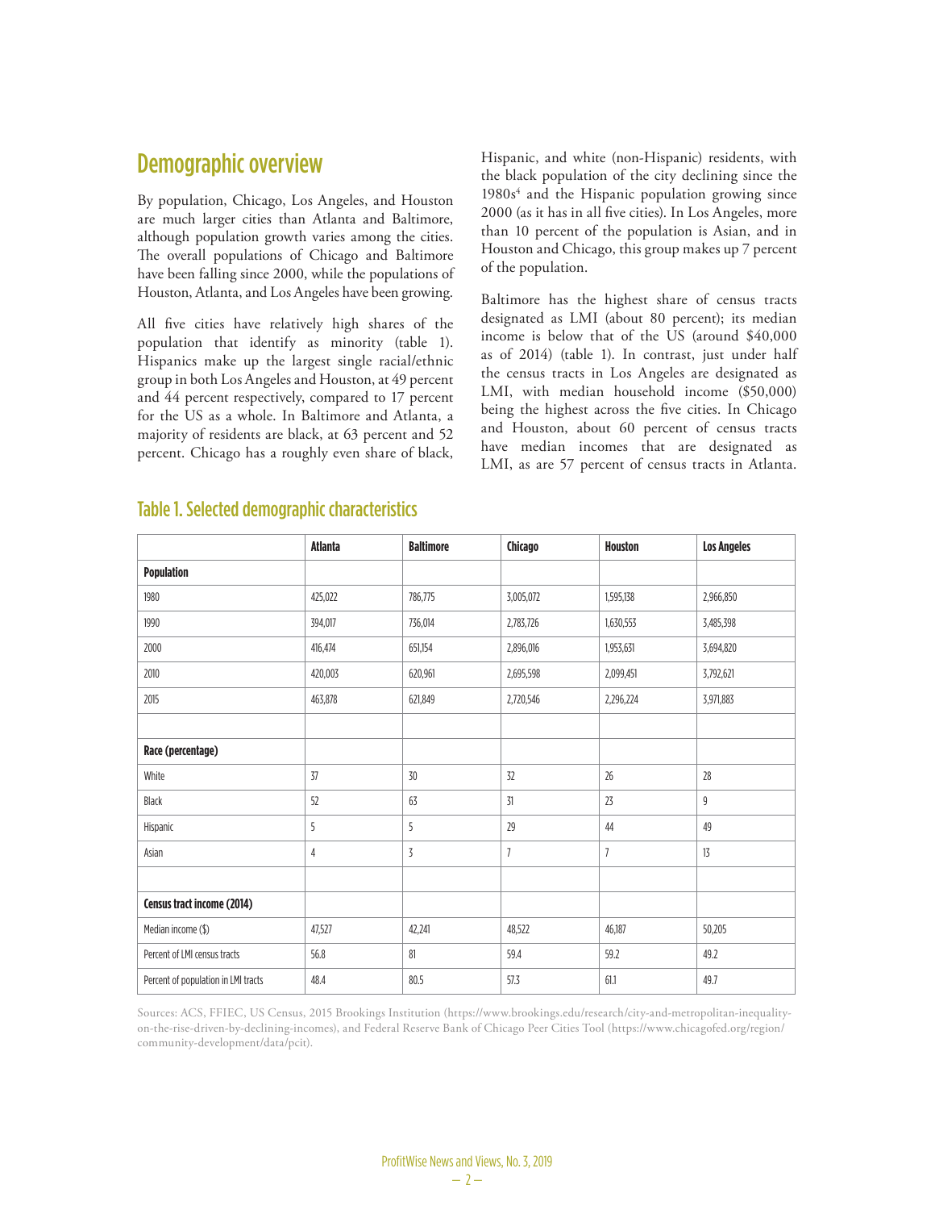## Demographic overview

By population, Chicago, Los Angeles, and Houston are much larger cities than Atlanta and Baltimore, although population growth varies among the cities. The overall populations of Chicago and Baltimore have been falling since 2000, while the populations of Houston, Atlanta, and Los Angeles have been growing.

All five cities have relatively high shares of the population that identify as minority (table 1). Hispanics make up the largest single racial/ethnic group in both Los Angeles and Houston, at 49 percent and 44 percent respectively, compared to 17 percent for the US as a whole. In Baltimore and Atlanta, a majority of residents are black, at 63 percent and 52 percent. Chicago has a roughly even share of black, Hispanic, and white (non-Hispanic) residents, with the black population of the city declining since the 1980s[4] and the Hispanic population growing since 2000 (as it has in all five cities). In Los Angeles, more than 10 percent of the population is Asian, and in Houston and Chicago, this group makes up 7 percent of the population.

Baltimore has the highest share of census tracts designated as LMI (about 80 percent); its median income is below that of the US (around $40,000 as of 2014) (table 1). In contrast, just under half the census tracts in Los Angeles are designated as LMI, with median household income ($50,000) being the highest across the five cities. In Chicago and Houston, about 60 percent of census tracts have median incomes that are designated as LMI, as are 57 percent of census tracts in Atlanta.

### Table 1. Selected demographic characteristics

| | Atlanta | Baltimore | Chicago | Houston | Los Angeles |
|---|---|---|---|---|---|
| **Population** | | | | | |
| 1980 | 425,022 | 786,775 | 3,005,072 | 1,595,138 | 2,966,850 |
| 1990 | 394,017 | 736,014 | 2,783,726 | 1,630,553 | 3,485,398 |
| 2000 | 416,474 | 651,154 | 2,896,016 | 1,953,631 | 3,694,820 |
| 2010 | 420,003 | 620,961 | 2,695,598 | 2,099,451 | 3,792,621 |
| 2015 | 463,878 | 621,849 | 2,720,546 | 2,296,224 | 3,971,883 |
| | | | | | |
| **Race (percentage)** | | | | | |
| White | 37 | 30 | 32 | 26 | 28 |
| Black | 52 | 63 | 31 | 23 | 9 |
| Hispanic | 5 | 5 | 29 | 44 | 49 |
| Asian | 4 | 3 | 7 | 7 | 13 |
| | | | | | |
| **Census tract income (2014)** | | | | | |
| Median income ($) | 47,527 | 42,241 | 48,522 | 46,187 | 50,205 |
| Percent of LMI census tracts | 56.8 | 81 | 59.4 | 59.2 | 49.2 |
| Percent of population in LMI tracts | 48.4 | 80.5 | 57.3 | 61.1 | 49.7 |

Sources: ACS, FFIEC, US Census, 2015 Brookings Institution (https://www.brookings.edu/research/city-and-metropolitan-inequality-on-the-rise-driven-by-declining-incomes), and Federal Reserve Bank of Chicago Peer Cities Tool (https://www.chicagofed.org/region/community-development/data/pcit).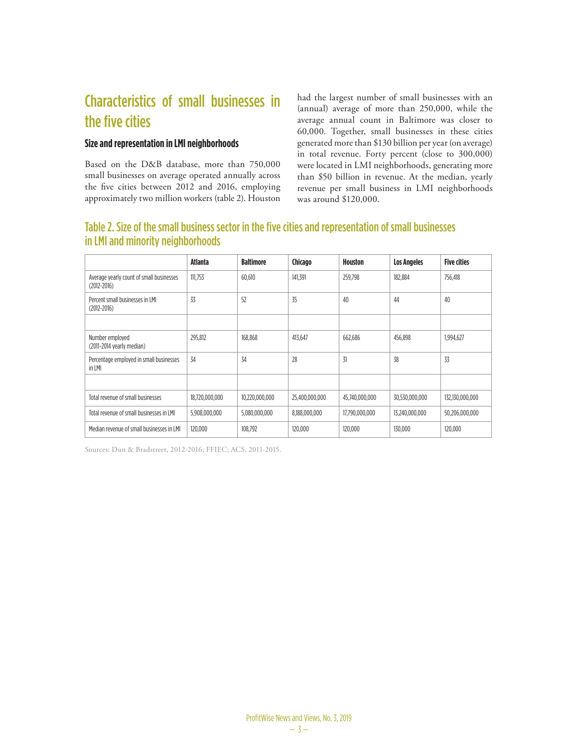## Characteristics of small businesses in the five cities

### Size and representation in LMI neighborhoods

Based on the D&B database, more than 750,000 small businesses on average operated annually across the five cities between 2012 and 2016, employing approximately two million workers (table 2). Houston had the largest number of small businesses with an (annual) average of more than 250,000, while the average annual count in Baltimore was closer to 60,000. Together, small businesses in these cities generated more than $130 billion per year (on average) in total revenue. Forty percent (close to 300,000) were located in LMI neighborhoods, generating more than $50 billion in revenue. At the median, yearly revenue per small business in LMI neighborhoods was around $120,000.

### Table 2. Size of the small business sector in the five cities and representation of small businesses in LMI and minority neighborhoods

| | Atlanta | Baltimore | Chicago | Houston | Los Angeles | Five cities |
|---|---|---|---|---|---|---|
| Average yearly count of small businesses (2012-2016) | 111,753 | 60,610 | 141,391 | 259,798 | 182,884 | 756,418 |
| Percent small businesses in LMI (2012-2016) | 33 | 52 | 35 | 40 | 44 | 40 |
| | | | | | | |
| Number employed (2011-2014 yearly median) | 295,812 | 168,868 | 413,647 | 662,686 | 456,898 | 1,994,627 |
| Percentage employed in small businesses in LMI | 34 | 34 | 28 | 31 | 38 | 33 |
| | | | | | | |
| Total revenue of small businesses | 18,720,000,000 | 10,220,000,000 | 25,400,000,000 | 45,740,000,000 | 30,530,000,000 | 132,130,000,000 |
| Total revenue of small businesses in LMI | 5,908,000,000 | 5,080,000,000 | 8,188,000,000 | 17,790,000,000 | 13,240,000,000 | 50,206,000,000 |
| Median revenue of small businesses in LMI | 120,000 | 108,792 | 120,000 | 120,000 | 130,000 | 120,000 |

Sources: Dun & Bradstreet, 2012-2016; FFIEC; ACS, 2011-2015.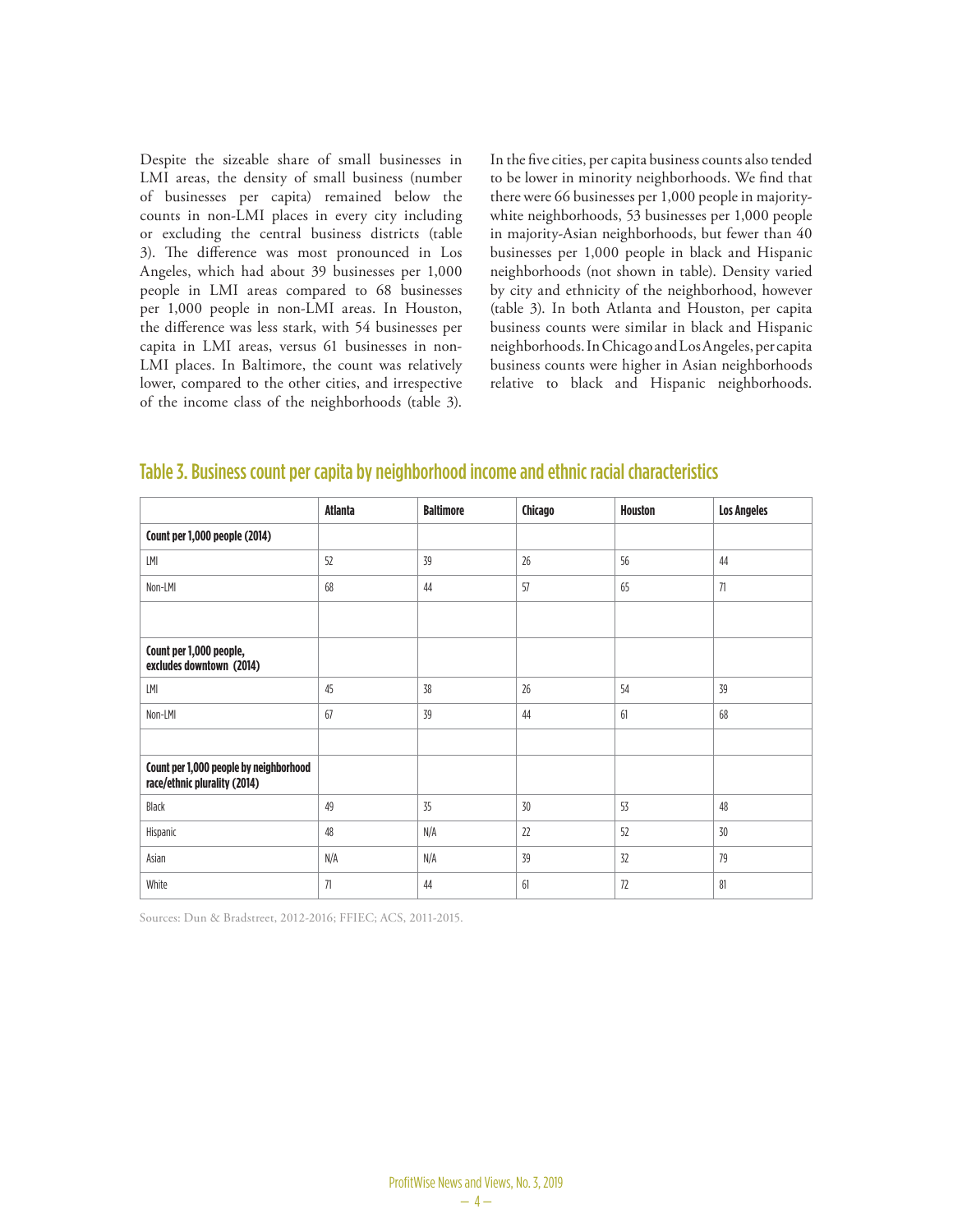Despite the sizeable share of small businesses in LMI areas, the density of small business (number of businesses per capita) remained below the counts in non-LMI places in every city including or excluding the central business districts (table 3). The difference was most pronounced in Los Angeles, which had about 39 businesses per 1,000 people in LMI areas compared to 68 businesses per 1,000 people in non-LMI areas. In Houston, the difference was less stark, with 54 businesses per capita in LMI areas, versus 61 businesses in non-LMI places. In Baltimore, the count was relatively lower, compared to the other cities, and irrespective of the income class of the neighborhoods (table 3).

In the five cities, per capita business counts also tended to be lower in minority neighborhoods. We find that there were 66 businesses per 1,000 people in majority-white neighborhoods, 53 businesses per 1,000 people in majority-Asian neighborhoods, but fewer than 40 businesses per 1,000 people in black and Hispanic neighborhoods (not shown in table). Density varied by city and ethnicity of the neighborhood, however (table 3). In both Atlanta and Houston, per capita business counts were similar in black and Hispanic neighborhoods. In Chicago and Los Angeles, per capita business counts were higher in Asian neighborhoods relative to black and Hispanic neighborhoods.

## Table 3. Business count per capita by neighborhood income and ethnic racial characteristics

| | Atlanta | Baltimore | Chicago | Houston | Los Angeles |
|---|---|---|---|---|---|
| **Count per 1,000 people (2014)** | | | | | |
| LMI | 52 | 39 | 26 | 56 | 44 |
| Non-LMI | 68 | 44 | 57 | 65 | 71 |
| | | | | | |
| **Count per 1,000 people, excludes downtown (2014)** | | | | | |
| LMI | 45 | 38 | 26 | 54 | 39 |
| Non-LMI | 67 | 39 | 44 | 61 | 68 |
| | | | | | |
| **Count per 1,000 people by neighborhood race/ethnic plurality (2014)** | | | | | |
| Black | 49 | 35 | 30 | 53 | 48 |
| Hispanic | 48 | N/A | 22 | 52 | 30 |
| Asian | N/A | N/A | 39 | 32 | 79 |
| White | 71 | 44 | 61 | 72 | 81 |

Sources: Dun & Bradstreet, 2012-2016; FFIEC; ACS, 2011-2015.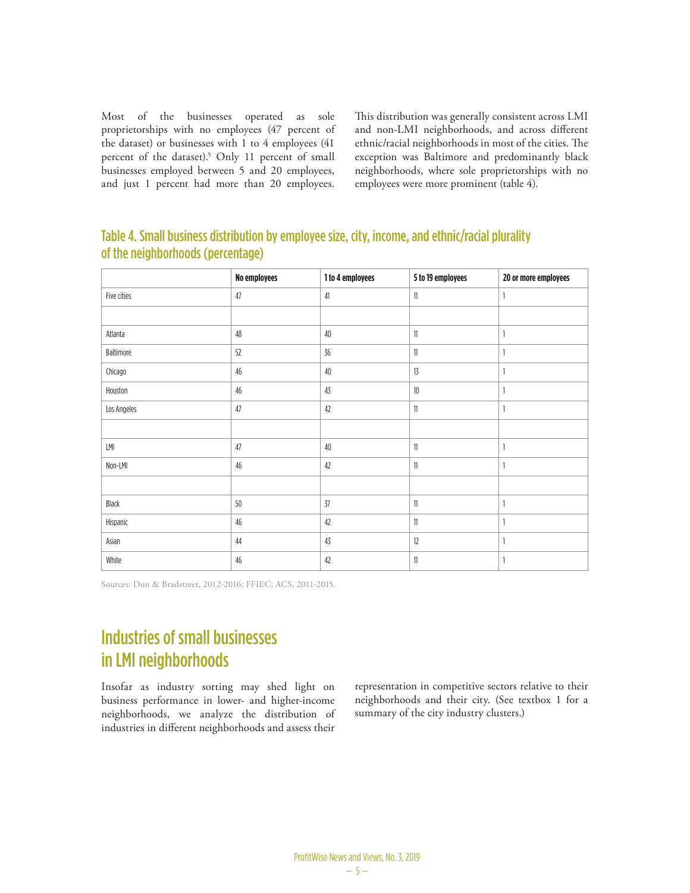Most of the businesses operated as sole proprietorships with no employees (47 percent of the dataset) or businesses with 1 to 4 employees (41 percent of the dataset).[5] Only 11 percent of small businesses employed between 5 and 20 employees, and just 1 percent had more than 20 employees. This distribution was generally consistent across LMI and non-LMI neighborhoods, and across different ethnic/racial neighborhoods in most of the cities. The exception was Baltimore and predominantly black neighborhoods, where sole proprietorships with no employees were more prominent (table 4).

## Table 4. Small business distribution by employee size, city, income, and ethnic/racial plurality of the neighborhoods (percentage)

| | No employees | 1 to 4 employees | 5 to 19 employees | 20 or more employees |
|---|---|---|---|---|
| Five cities | 47 | 41 | 11 | 1 |
| | | | | |
| Atlanta | 48 | 40 | 11 | 1 |
| Baltimore | 52 | 36 | 11 | 1 |
| Chicago | 46 | 40 | 13 | 1 |
| Houston | 46 | 43 | 10 | 1 |
| Los Angeles | 47 | 42 | 11 | 1 |
| | | | | |
| LMI | 47 | 40 | 11 | 1 |
| Non-LMI | 46 | 42 | 11 | 1 |
| | | | | |
| Black | 50 | 37 | 11 | 1 |
| Hispanic | 46 | 42 | 11 | 1 |
| Asian | 44 | 43 | 12 | 1 |
| White | 46 | 42 | 11 | 1 |

Sources: Dun & Bradstreet, 2012-2016; FFIEC; ACS, 2011-2015.

## Industries of small businesses in LMI neighborhoods

Insofar as industry sorting may shed light on business performance in lower- and higher-income neighborhoods, we analyze the distribution of industries in different neighborhoods and assess their representation in competitive sectors relative to their neighborhoods and their city. (See textbox 1 for a summary of the city industry clusters.)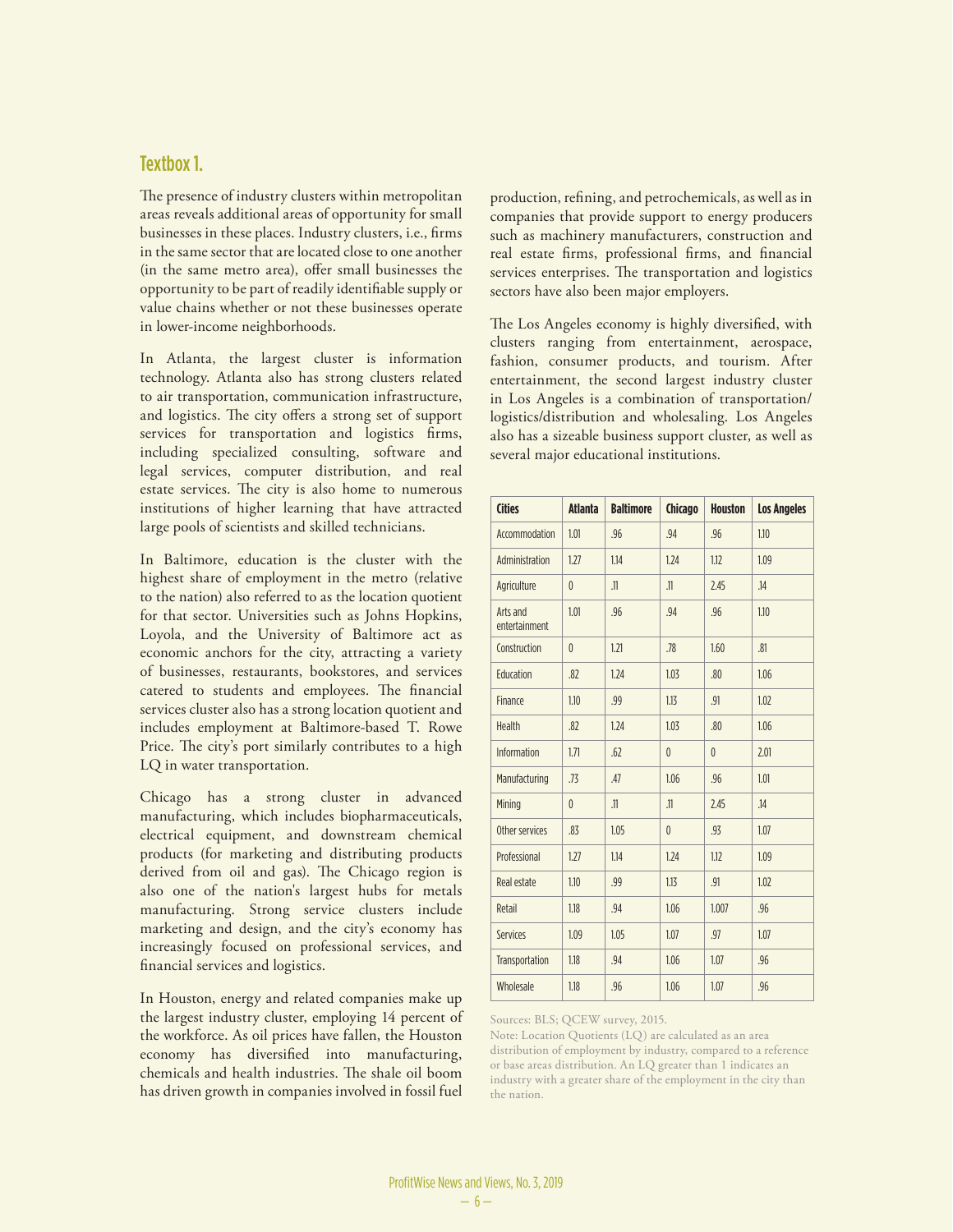## Textbox 1.

The presence of industry clusters within metropolitan areas reveals additional areas of opportunity for small businesses in these places. Industry clusters, i.e., firms in the same sector that are located close to one another (in the same metro area), offer small businesses the opportunity to be part of readily identifiable supply or value chains whether or not these businesses operate in lower-income neighborhoods.

In Atlanta, the largest cluster is information technology. Atlanta also has strong clusters related to air transportation, communication infrastructure, and logistics. The city offers a strong set of support services for transportation and logistics firms, including specialized consulting, software and legal services, computer distribution, and real estate services. The city is also home to numerous institutions of higher learning that have attracted large pools of scientists and skilled technicians.

In Baltimore, education is the cluster with the highest share of employment in the metro (relative to the nation) also referred to as the location quotient for that sector. Universities such as Johns Hopkins, Loyola, and the University of Baltimore act as economic anchors for the city, attracting a variety of businesses, restaurants, bookstores, and services catered to students and employees. The financial services cluster also has a strong location quotient and includes employment at Baltimore-based T. Rowe Price. The city's port similarly contributes to a high LQ in water transportation.

Chicago has a strong cluster in advanced manufacturing, which includes biopharmaceuticals, electrical equipment, and downstream chemical products (for marketing and distributing products derived from oil and gas). The Chicago region is also one of the nation's largest hubs for metals manufacturing. Strong service clusters include marketing and design, and the city's economy has increasingly focused on professional services, and financial services and logistics.

In Houston, energy and related companies make up the largest industry cluster, employing 14 percent of the workforce. As oil prices have fallen, the Houston economy has diversified into manufacturing, chemicals and health industries. The shale oil boom has driven growth in companies involved in fossil fuel production, refining, and petrochemicals, as well as in companies that provide support to energy producers such as machinery manufacturers, construction and real estate firms, professional firms, and financial services enterprises. The transportation and logistics sectors have also been major employers.

The Los Angeles economy is highly diversified, with clusters ranging from entertainment, aerospace, fashion, consumer products, and tourism. After entertainment, the second largest industry cluster in Los Angeles is a combination of transportation/logistics/distribution and wholesaling. Los Angeles also has a sizeable business support cluster, as well as several major educational institutions.

| Cities | Atlanta | Baltimore | Chicago | Houston | Los Angeles |
|---|---|---|---|---|---|
| Accommodation | 1.01 | .96 | .94 | .96 | 1.10 |
| Administration | 1.27 | 1.14 | 1.24 | 1.12 | 1.09 |
| Agriculture | 0 | .11 | .11 | 2.45 | .14 |
| Arts and entertainment | 1.01 | .96 | .94 | .96 | 1.10 |
| Construction | 0 | 1.21 | .78 | 1.60 | .81 |
| Education | .82 | 1.24 | 1.03 | .80 | 1.06 |
| Finance | 1.10 | .99 | 1.13 | .91 | 1.02 |
| Health | .82 | 1.24 | 1.03 | .80 | 1.06 |
| Information | 1.71 | .62 | 0 | 0 | 2.01 |
| Manufacturing | .73 | .47 | 1.06 | .96 | 1.01 |
| Mining | 0 | .11 | .11 | 2.45 | .14 |
| Other services | .83 | 1.05 | 0 | .93 | 1.07 |
| Professional | 1.27 | 1.14 | 1.24 | 1.12 | 1.09 |
| Real estate | 1.10 | .99 | 1.13 | .91 | 1.02 |
| Retail | 1.18 | .94 | 1.06 | 1.007 | .96 |
| Services | 1.09 | 1.05 | 1.07 | .97 | 1.07 |
| Transportation | 1.18 | .94 | 1.06 | 1.07 | .96 |
| Wholesale | 1.18 | .96 | 1.06 | 1.07 | .96 |

Sources: BLS; QCEW survey, 2015.

Note: Location Quotients (LQ) are calculated as an area distribution of employment by industry, compared to a reference or base areas distribution. An LQ greater than 1 indicates an industry with a greater share of the employment in the city than the nation.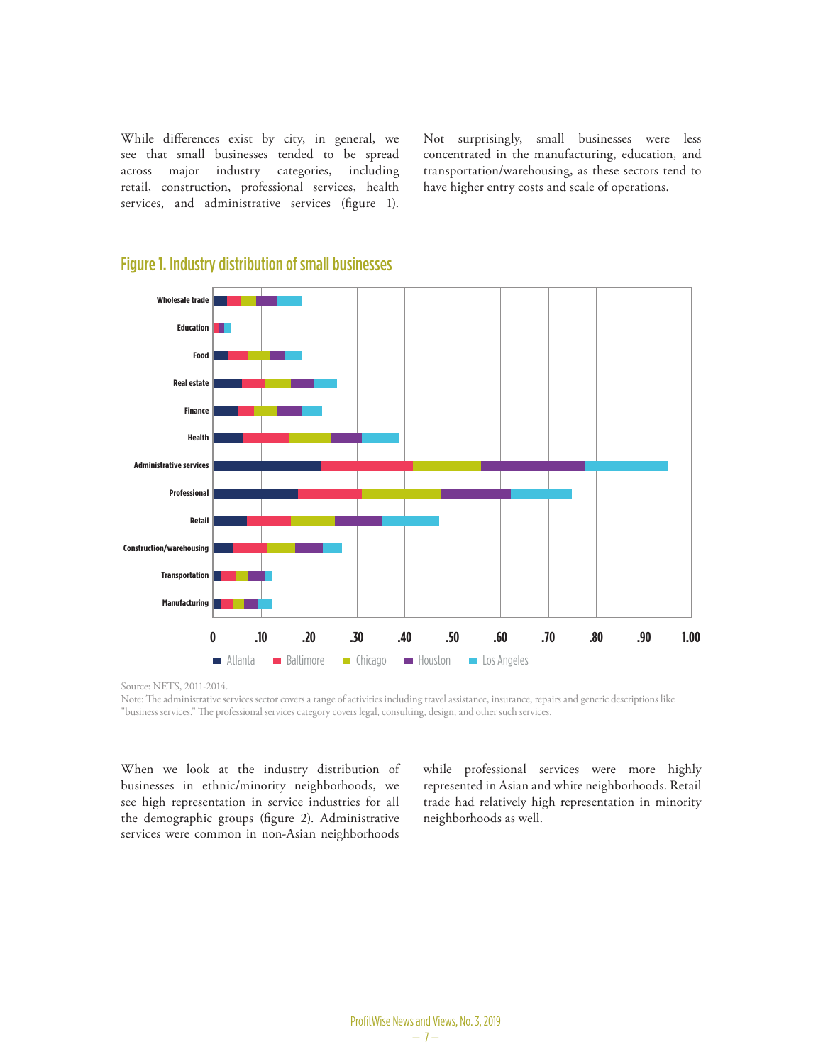While differences exist by city, in general, we see that small businesses tended to be spread across major industry categories, including retail, construction, professional services, health services, and administrative services (figure 1). Not surprisingly, small businesses were less concentrated in the manufacturing, education, and transportation/warehousing, as these sectors tend to have higher entry costs and scale of operations.

## Figure 1. Industry distribution of small businesses

Source: NETS, 2011-2014.

Note: The administrative services sector covers a range of activities including travel assistance, insurance, repairs and generic descriptions like "business services." The professional services category covers legal, consulting, design, and other such services.

When we look at the industry distribution of businesses in ethnic/minority neighborhoods, we see high representation in service industries for all the demographic groups (figure 2). Administrative services were common in non-Asian neighborhoods while professional services were more highly represented in Asian and white neighborhoods. Retail trade had relatively high representation in minority neighborhoods as well.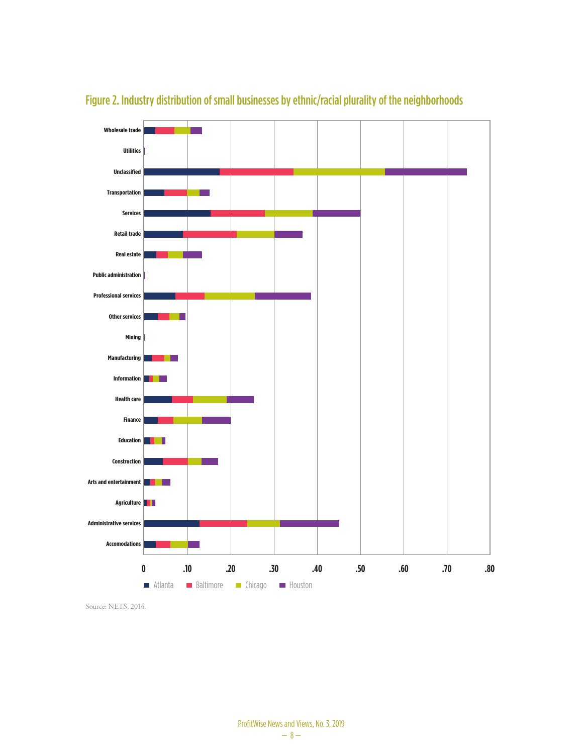## Figure 2. Industry distribution of small businesses by ethnic/racial plurality of the neighborhoods

Source: NETS, 2014.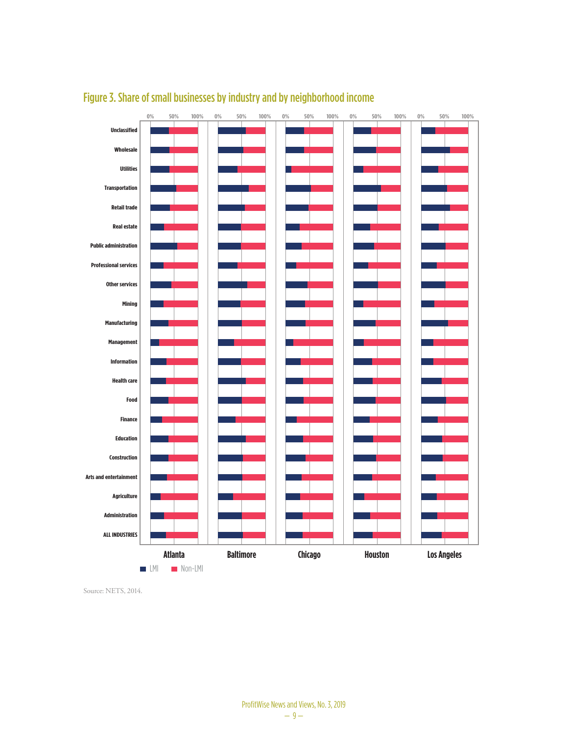## Figure 3. Share of small businesses by industry and by neighborhood income

Industries: Unclassified, Wholesale, Utilities, Transportation, Retail trade, Real estate, Public administration, Professional services, Other services, Mining, Manufacturing, Management, Information, Health care, Food, Finance, Education, Construction, Arts and entertainment, Agriculture, Administration, ALL INDUSTRIES

Cities: Atlanta, Baltimore, Chicago, Houston, Los Angeles

Scale: 0%, 50%, 100%

Legend: LMI, Non-LMI

Source: NETS, 2014.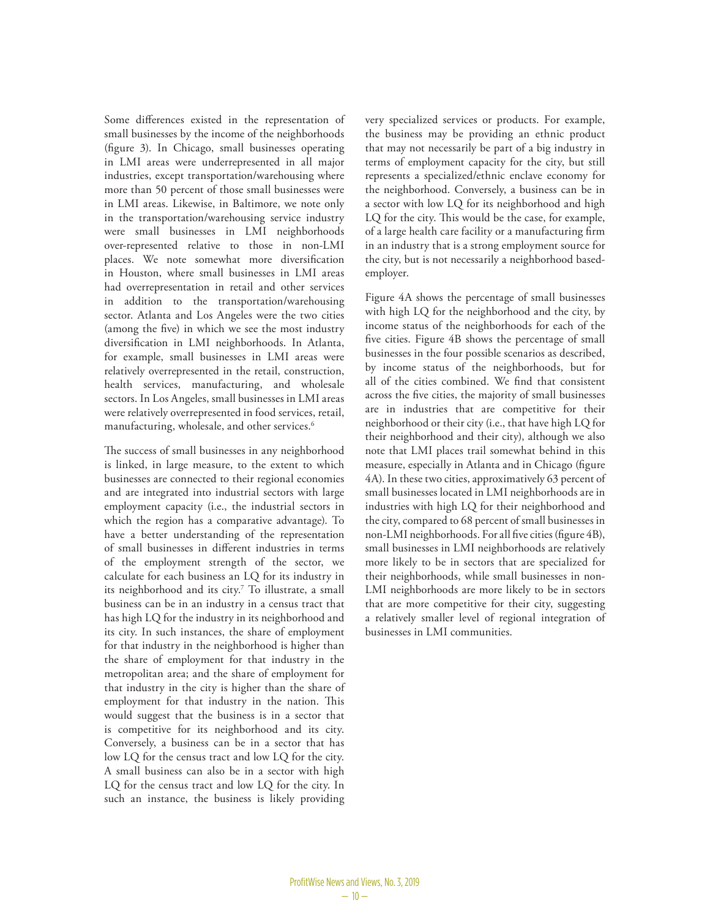Some differences existed in the representation of small businesses by the income of the neighborhoods (figure 3). In Chicago, small businesses operating in LMI areas were underrepresented in all major industries, except transportation/warehousing where more than 50 percent of those small businesses were in LMI areas. Likewise, in Baltimore, we note only in the transportation/warehousing service industry were small businesses in LMI neighborhoods over-represented relative to those in non-LMI places. We note somewhat more diversification in Houston, where small businesses in LMI areas had overrepresentation in retail and other services in addition to the transportation/warehousing sector. Atlanta and Los Angeles were the two cities (among the five) in which we see the most industry diversification in LMI neighborhoods. In Atlanta, for example, small businesses in LMI areas were relatively overrepresented in the retail, construction, health services, manufacturing, and wholesale sectors. In Los Angeles, small businesses in LMI areas were relatively overrepresented in food services, retail, manufacturing, wholesale, and other services.[6]

The success of small businesses in any neighborhood is linked, in large measure, to the extent to which businesses are connected to their regional economies and are integrated into industrial sectors with large employment capacity (i.e., the industrial sectors in which the region has a comparative advantage). To have a better understanding of the representation of small businesses in different industries in terms of the employment strength of the sector, we calculate for each business an LQ for its industry in its neighborhood and its city.[7] To illustrate, a small business can be in an industry in a census tract that has high LQ for the industry in its neighborhood and its city. In such instances, the share of employment for that industry in the neighborhood is higher than the share of employment for that industry in the metropolitan area; and the share of employment for that industry in the city is higher than the share of employment for that industry in the nation. This would suggest that the business is in a sector that is competitive for its neighborhood and its city. Conversely, a business can be in a sector that has low LQ for the census tract and low LQ for the city. A small business can also be in a sector with high LQ for the census tract and low LQ for the city. In such an instance, the business is likely providing very specialized services or products. For example, the business may be providing an ethnic product that may not necessarily be part of a big industry in terms of employment capacity for the city, but still represents a specialized/ethnic enclave economy for the neighborhood. Conversely, a business can be in a sector with low LQ for its neighborhood and high LQ for the city. This would be the case, for example, of a large health care facility or a manufacturing firm in an industry that is a strong employment source for the city, but is not necessarily a neighborhood based-employer.

Figure 4A shows the percentage of small businesses with high LQ for the neighborhood and the city, by income status of the neighborhoods for each of the five cities. Figure 4B shows the percentage of small businesses in the four possible scenarios as described, by income status of the neighborhoods, but for all of the cities combined. We find that consistent across the five cities, the majority of small businesses are in industries that are competitive for their neighborhood or their city (i.e., that have high LQ for their neighborhood and their city), although we also note that LMI places trail somewhat behind in this measure, especially in Atlanta and in Chicago (figure 4A). In these two cities, approximatively 63 percent of small businesses located in LMI neighborhoods are in industries with high LQ for their neighborhood and the city, compared to 68 percent of small businesses in non-LMI neighborhoods. For all five cities (figure 4B), small businesses in LMI neighborhoods are relatively more likely to be in sectors that are specialized for their neighborhoods, while small businesses in non-LMI neighborhoods are more likely to be in sectors that are more competitive for their city, suggesting a relatively smaller level of regional integration of businesses in LMI communities.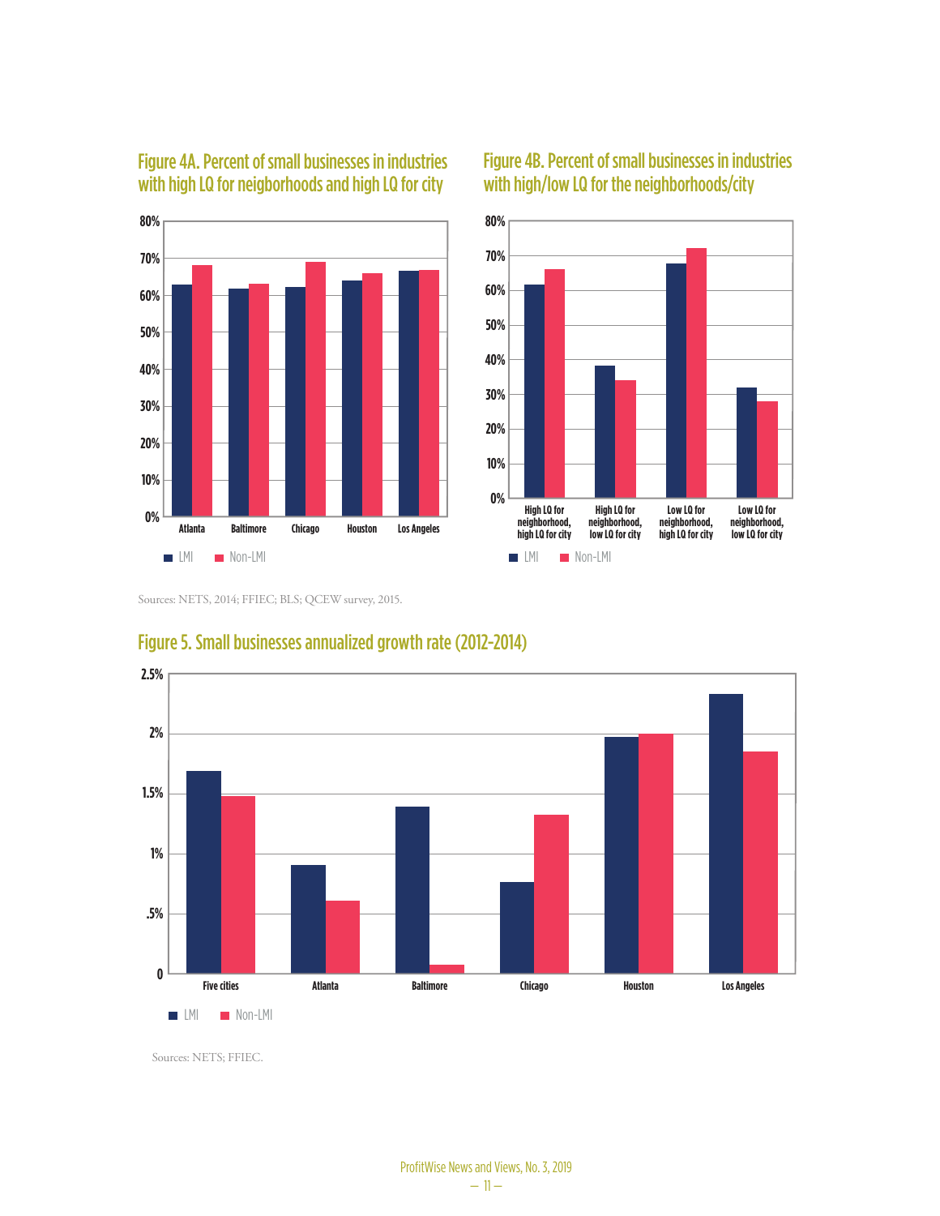## Figure 4A. Percent of small businesses in industries with high LQ for neigborhoods and high LQ for city

## Figure 4B. Percent of small businesses in industries with high/low LQ for the neighborhoods/city

Sources: NETS, 2014; FFIEC; BLS; QCEW survey, 2015.

## Figure 5. Small businesses annualized growth rate (2012-2014)

Sources: NETS; FFIEC.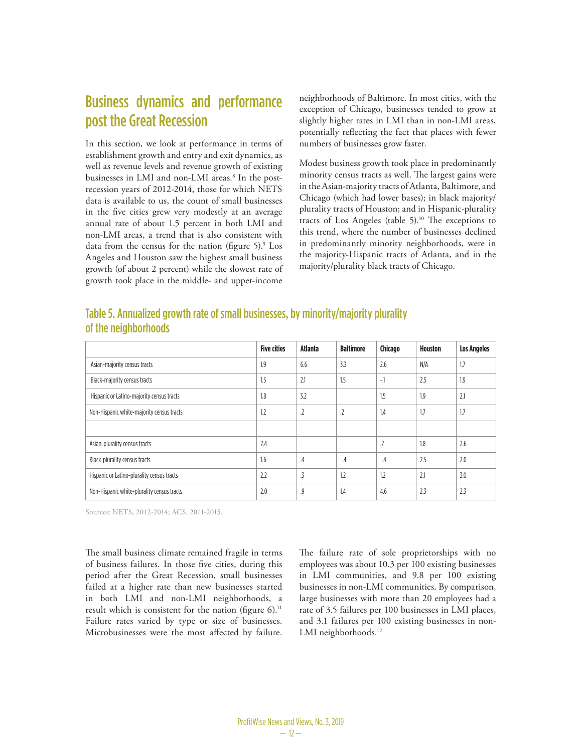## Business dynamics and performance post the Great Recession

In this section, we look at performance in terms of establishment growth and entry and exit dynamics, as well as revenue levels and revenue growth of existing businesses in LMI and non-LMI areas.[8] In the post-recession years of 2012-2014, those for which NETS data is available to us, the count of small businesses in the five cities grew very modestly at an average annual rate of about 1.5 percent in both LMI and non-LMI areas, a trend that is also consistent with data from the census for the nation (figure 5).[9] Los Angeles and Houston saw the highest small business growth (of about 2 percent) while the slowest rate of growth took place in the middle- and upper-income neighborhoods of Baltimore. In most cities, with the exception of Chicago, businesses tended to grow at slightly higher rates in LMI than in non-LMI areas, potentially reflecting the fact that places with fewer numbers of businesses grow faster.

Modest business growth took place in predominantly minority census tracts as well. The largest gains were in the Asian-majority tracts of Atlanta, Baltimore, and Chicago (which had lower bases); in black majority/plurality tracts of Houston; and in Hispanic-plurality tracts of Los Angeles (table 5).[10] The exceptions to this trend, where the number of businesses declined in predominantly minority neighborhoods, were in the majority-Hispanic tracts of Atlanta, and in the majority/plurality black tracts of Chicago.

### Table 5. Annualized growth rate of small businesses, by minority/majority plurality of the neighborhoods

| | Five cities | Atlanta | Baltimore | Chicago | Houston | Los Angeles |
|---|---|---|---|---|---|---|
| Asian-majority census tracts | 1.9 | 6.6 | 3.3 | 2.6 | N/A | 1.7 |
| Black-majority census tracts | 1.5 | 2.1 | 1.5 | -.1 | 2.5 | 1.9 |
| Hispanic or Latino-majority census tracts | 1.8 | 3.2 | | 1.5 | 1.9 | 2.1 |
| Non-Hispanic white-majority census tracts | 1.2 | .2 | .2 | 1.4 | 1.7 | 1.7 |
| | | | | | | |
| Asian-plurality census tracts | 2.4 | | | .2 | 1.8 | 2.6 |
| Black-plurality census tracts | 1.6 | .4 | -.4 | -.4 | 2.5 | 2.0 |
| Hispanic or Latino-plurality census tracts | 2.2 | .3 | 1.2 | 1.2 | 2.1 | 3.0 |
| Non-Hispanic white-plurality census tracts | 2.0 | .9 | 1.4 | 4.6 | 2.3 | 2.3 |

Sources: NETS, 2012-2014; ACS, 2011-2015.

The small business climate remained fragile in terms of business failures. In those five cities, during this period after the Great Recession, small businesses failed at a higher rate than new businesses started in both LMI and non-LMI neighborhoods, a result which is consistent for the nation (figure 6).[11] Failure rates varied by type or size of businesses. Microbusinesses were the most affected by failure. The failure rate of sole proprietorships with no employees was about 10.3 per 100 existing businesses in LMI communities, and 9.8 per 100 existing businesses in non-LMI communities. By comparison, large businesses with more than 20 employees had a rate of 3.5 failures per 100 businesses in LMI places, and 3.1 failures per 100 existing businesses in non-LMI neighborhoods.[12]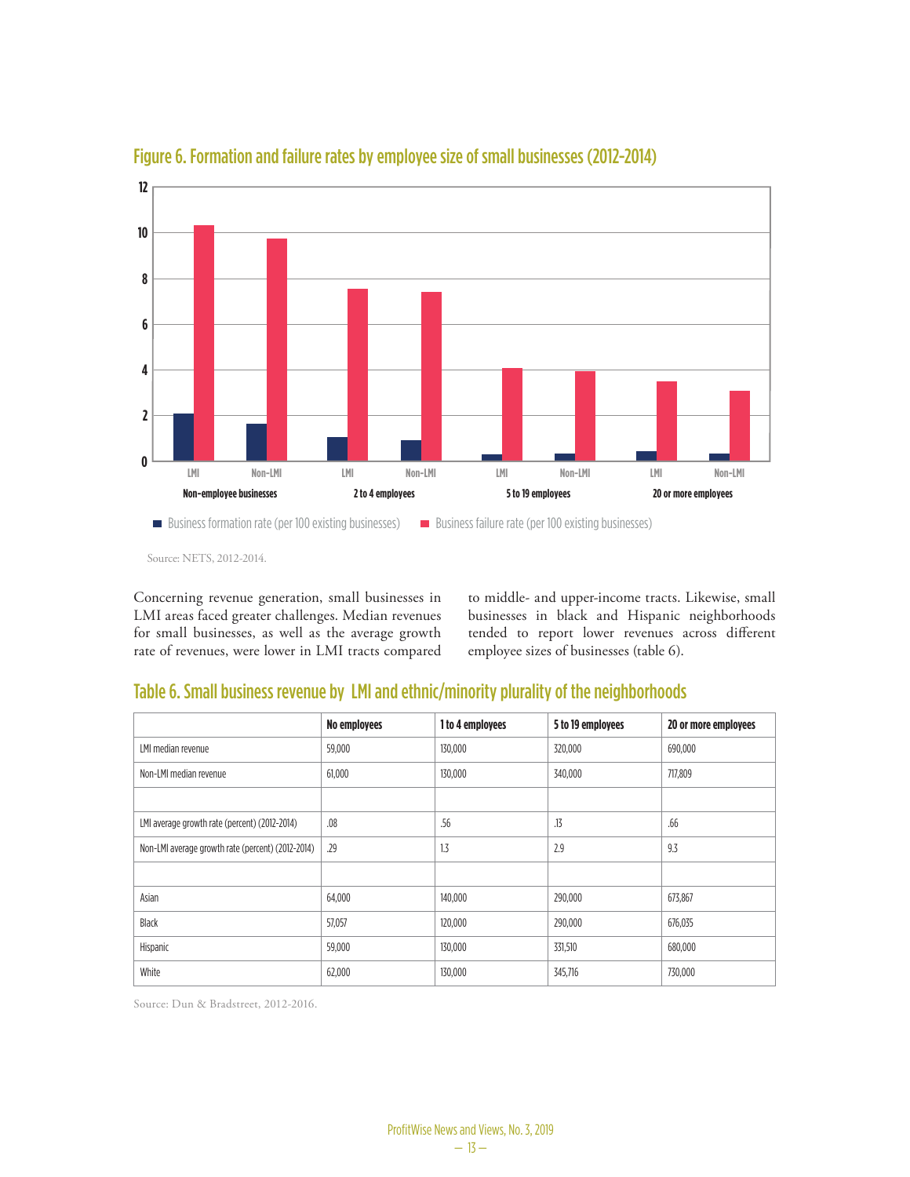## Figure 6. Formation and failure rates by employee size of small businesses (2012-2014)

Source: NETS, 2012-2014.

Concerning revenue generation, small businesses in LMI areas faced greater challenges. Median revenues for small businesses, as well as the average growth rate of revenues, were lower in LMI tracts compared to middle- and upper-income tracts. Likewise, small businesses in black and Hispanic neighborhoods tended to report lower revenues across different employee sizes of businesses (table 6).

## Table 6. Small business revenue by LMI and ethnic/minority plurality of the neighborhoods

| | No employees | 1 to 4 employees | 5 to 19 employees | 20 or more employees |
|---|---|---|---|---|
| LMI median revenue | 59,000 | 130,000 | 320,000 | 690,000 |
| Non-LMI median revenue | 61,000 | 130,000 | 340,000 | 717,809 |
| | | | | |
| LMI average growth rate (percent) (2012-2014) | .08 | .56 | .13 | .66 |
| Non-LMI average growth rate (percent) (2012-2014) | .29 | 1.3 | 2.9 | 9.3 |
| | | | | |
| Asian | 64,000 | 140,000 | 290,000 | 673,867 |
| Black | 57,057 | 120,000 | 290,000 | 676,035 |
| Hispanic | 59,000 | 130,000 | 331,510 | 680,000 |
| White | 62,000 | 130,000 | 345,716 | 730,000 |

Source: Dun & Bradstreet, 2012-2016.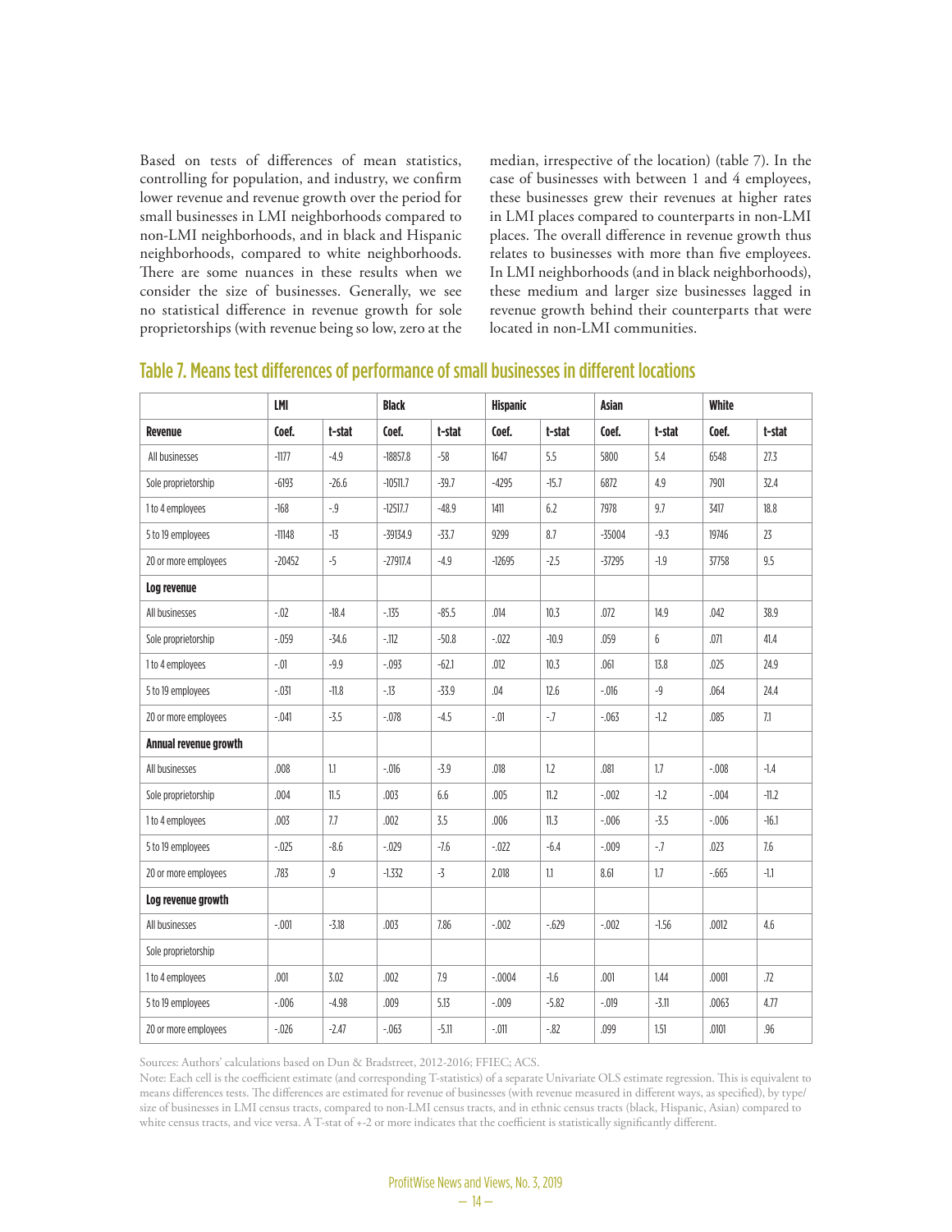Based on tests of differences of mean statistics, controlling for population, and industry, we confirm lower revenue and revenue growth over the period for small businesses in LMI neighborhoods compared to non-LMI neighborhoods, and in black and Hispanic neighborhoods, compared to white neighborhoods. There are some nuances in these results when we consider the size of businesses. Generally, we see no statistical difference in revenue growth for sole proprietorships (with revenue being so low, zero at the median, irrespective of the location) (table 7). In the case of businesses with between 1 and 4 employees, these businesses grew their revenues at higher rates in LMI places compared to counterparts in non-LMI places. The overall difference in revenue growth thus relates to businesses with more than five employees. In LMI neighborhoods (and in black neighborhoods), these medium and larger size businesses lagged in revenue growth behind their counterparts that were located in non-LMI communities.

## Table 7. Means test differences of performance of small businesses in different locations

| | LMI | | Black | | Hispanic | | Asian | | White | |
|---|---|---|---|---|---|---|---|---|---|---|
| **Revenue** | **Coef.** | **t-stat** | **Coef.** | **t-stat** | **Coef.** | **t-stat** | **Coef.** | **t-stat** | **Coef.** | **t-stat** |
| All businesses | -1177 | -4.9 | -18857.8 | -58 | 1647 | 5.5 | 5800 | 5.4 | 6548 | 27.3 |
| Sole proprietorship | -6193 | -26.6 | -10511.7 | -39.7 | -4295 | -15.7 | 6872 | 4.9 | 7901 | 32.4 |
| 1 to 4 employees | -168 | -.9 | -12517.7 | -48.9 | 1411 | 6.2 | 7978 | 9.7 | 3417 | 18.8 |
| 5 to 19 employees | -11148 | -13 | -39134.9 | -33.7 | 9299 | 8.7 | -35004 | -9.3 | 19746 | 23 |
| 20 or more employees | -20452 | -5 | -27917.4 | -4.9 | -12695 | -2.5 | -37295 | -1.9 | 37758 | 9.5 |
| **Log revenue** | | | | | | | | | | |
| All businesses | -.02 | -18.4 | -.135 | -85.5 | .014 | 10.3 | .072 | 14.9 | .042 | 38.9 |
| Sole proprietorship | -.059 | -34.6 | -.112 | -50.8 | -.022 | -10.9 | .059 | 6 | .071 | 41.4 |
| 1 to 4 employees | -.01 | -9.9 | -.093 | -62.1 | .012 | 10.3 | .061 | 13.8 | .025 | 24.9 |
| 5 to 19 employees | -.031 | -11.8 | -.13 | -33.9 | .04 | 12.6 | -.016 | -9 | .064 | 24.4 |
| 20 or more employees | -.041 | -3.5 | -.078 | -4.5 | -.01 | -.7 | -.063 | -1.2 | .085 | 7.1 |
| **Annual revenue growth** | | | | | | | | | | |
| All businesses | .008 | 1.1 | -.016 | -3.9 | .018 | 1.2 | .081 | 1.7 | -.008 | -1.4 |
| Sole proprietorship | .004 | 11.5 | .003 | 6.6 | .005 | 11.2 | -.002 | -1.2 | -.004 | -11.2 |
| 1 to 4 employees | .003 | 7.7 | .002 | 3.5 | .006 | 11.3 | -.006 | -3.5 | -.006 | -16.1 |
| 5 to 19 employees | -.025 | -8.6 | -.029 | -7.6 | -.022 | -6.4 | -.009 | -.7 | .023 | 7.6 |
| 20 or more employees | .783 | .9 | -1.332 | -3 | 2.018 | 1.1 | 8.61 | 1.7 | -.665 | -1.1 |
| **Log revenue growth** | | | | | | | | | | |
| All businesses | -.001 | -3.18 | .003 | 7.86 | -.002 | -.629 | -.002 | -1.56 | .0012 | 4.6 |
| Sole proprietorship | | | | | | | | | | |
| 1 to 4 employees | .001 | 3.02 | .002 | 7.9 | -.0004 | -1.6 | .001 | 1.44 | .0001 | .72 |
| 5 to 19 employees | -.006 | -4.98 | .009 | 5.13 | -.009 | -5.82 | -.019 | -3.11 | .0063 | 4.77 |
| 20 or more employees | -.026 | -2.47 | -.063 | -5.11 | -.011 | -.82 | .099 | 1.51 | .0101 | .96 |

Sources: Authors' calculations based on Dun & Bradstreet, 2012-2016; FFIEC; ACS.

Note: Each cell is the coefficient estimate (and corresponding T-statistics) of a separate Univariate OLS estimate regression. This is equivalent to means differences tests. The differences are estimated for revenue of businesses (with revenue measured in different ways, as specified), by type/size of businesses in LMI census tracts, compared to non-LMI census tracts, and in ethnic census tracts (black, Hispanic, Asian) compared to white census tracts, and vice versa. A T-stat of +-2 or more indicates that the coefficient is statistically significantly different.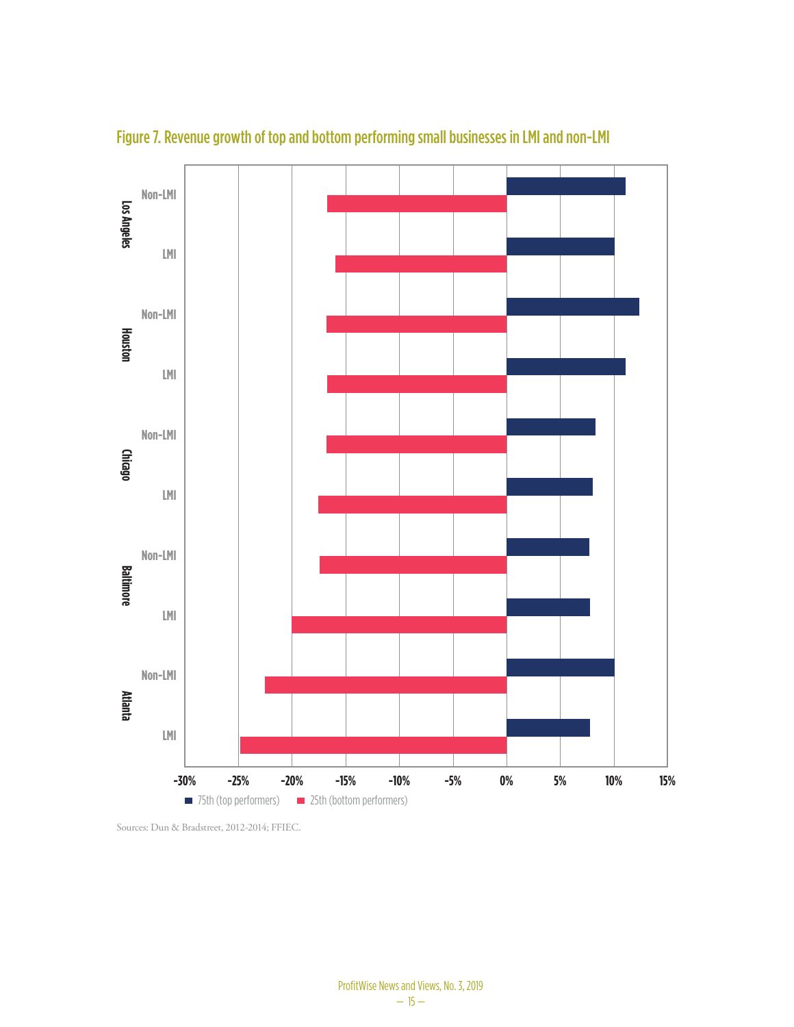## Figure 7. Revenue growth of top and bottom performing small businesses in LMI and non-LMI

Sources: Dun & Bradstreet, 2012-2014; FFIEC.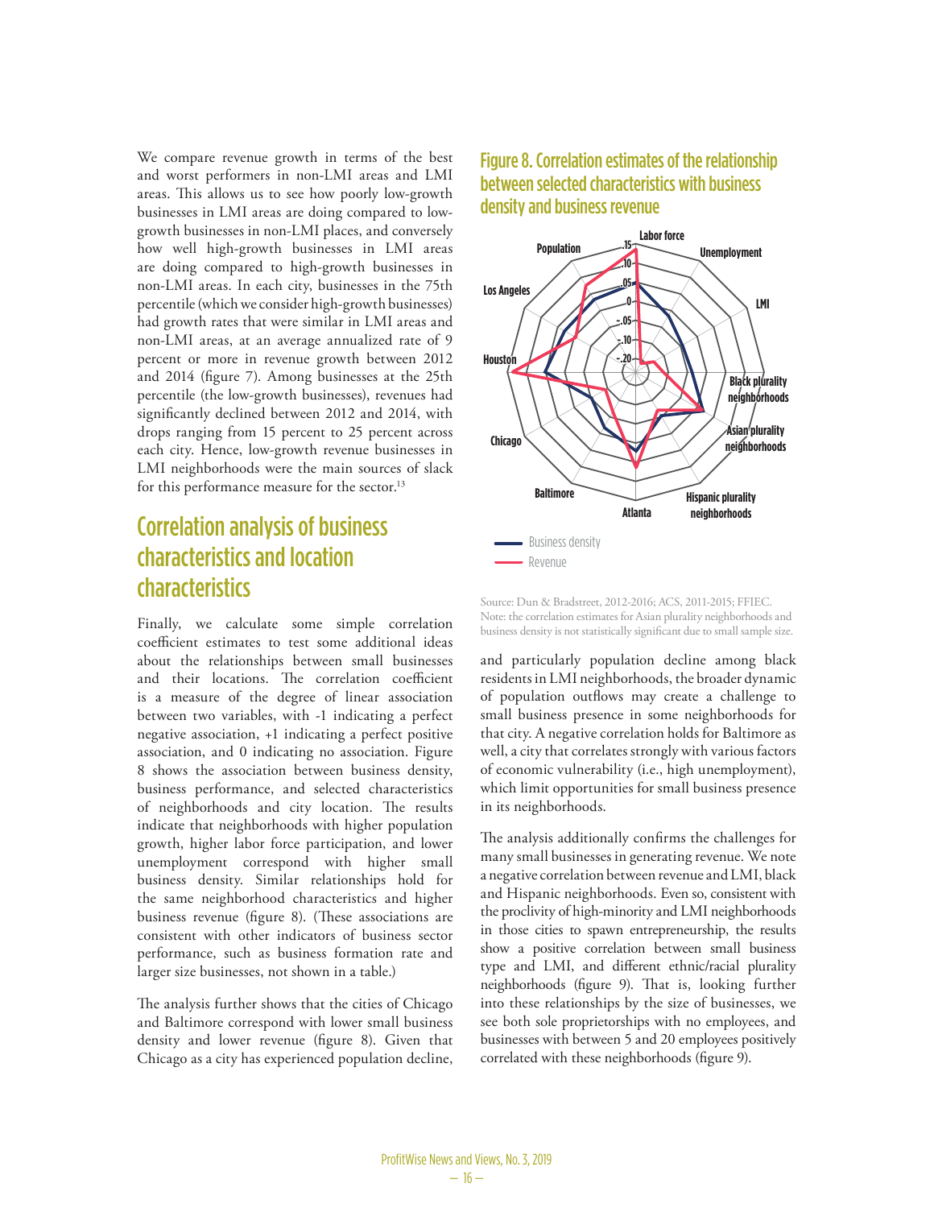We compare revenue growth in terms of the best and worst performers in non-LMI areas and LMI areas. This allows us to see how poorly low-growth businesses in LMI areas are doing compared to low-growth businesses in non-LMI places, and conversely how well high-growth businesses in LMI areas are doing compared to high-growth businesses in non-LMI areas. In each city, businesses in the 75th percentile (which we consider high-growth businesses) had growth rates that were similar in LMI areas and non-LMI areas, at an average annualized rate of 9 percent or more in revenue growth between 2012 and 2014 (figure 7). Among businesses at the 25th percentile (the low-growth businesses), revenues had significantly declined between 2012 and 2014, with drops ranging from 15 percent to 25 percent across each city. Hence, low-growth revenue businesses in LMI neighborhoods were the main sources of slack for this performance measure for the sector.[13]

## Correlation analysis of business characteristics and location characteristics

Finally, we calculate some simple correlation coefficient estimates to test some additional ideas about the relationships between small businesses and their locations. The correlation coefficient is a measure of the degree of linear association between two variables, with -1 indicating a perfect negative association, +1 indicating a perfect positive association, and 0 indicating no association. Figure 8 shows the association between business density, business performance, and selected characteristics of neighborhoods and city location. The results indicate that neighborhoods with higher population growth, higher labor force participation, and lower unemployment correspond with higher small business density. Similar relationships hold for the same neighborhood characteristics and higher business revenue (figure 8). (These associations are consistent with other indicators of business sector performance, such as business formation rate and larger size businesses, not shown in a table.)

The analysis further shows that the cities of Chicago and Baltimore correspond with lower small business density and lower revenue (figure 8). Given that Chicago as a city has experienced population decline, and particularly population decline among black residents in LMI neighborhoods, the broader dynamic of population outflows may create a challenge to small business presence in some neighborhoods for that city. A negative correlation holds for Baltimore as well, a city that correlates strongly with various factors of economic vulnerability (i.e., high unemployment), which limit opportunities for small business presence in its neighborhoods.

### Figure 8. Correlation estimates of the relationship between selected characteristics with business density and business revenue

Source: Dun & Bradstreet, 2012-2016; ACS, 2011-2015; FFIEC.
Note: the correlation estimates for Asian plurality neighborhoods and business density is not statistically significant due to small sample size.

The analysis additionally confirms the challenges for many small businesses in generating revenue. We note a negative correlation between revenue and LMI, black and Hispanic neighborhoods. Even so, consistent with the proclivity of high-minority and LMI neighborhoods in those cities to spawn entrepreneurship, the results show a positive correlation between small business type and LMI, and different ethnic/racial plurality neighborhoods (figure 9). That is, looking further into these relationships by the size of businesses, we see both sole proprietorships with no employees, and businesses with between 5 and 20 employees positively correlated with these neighborhoods (figure 9).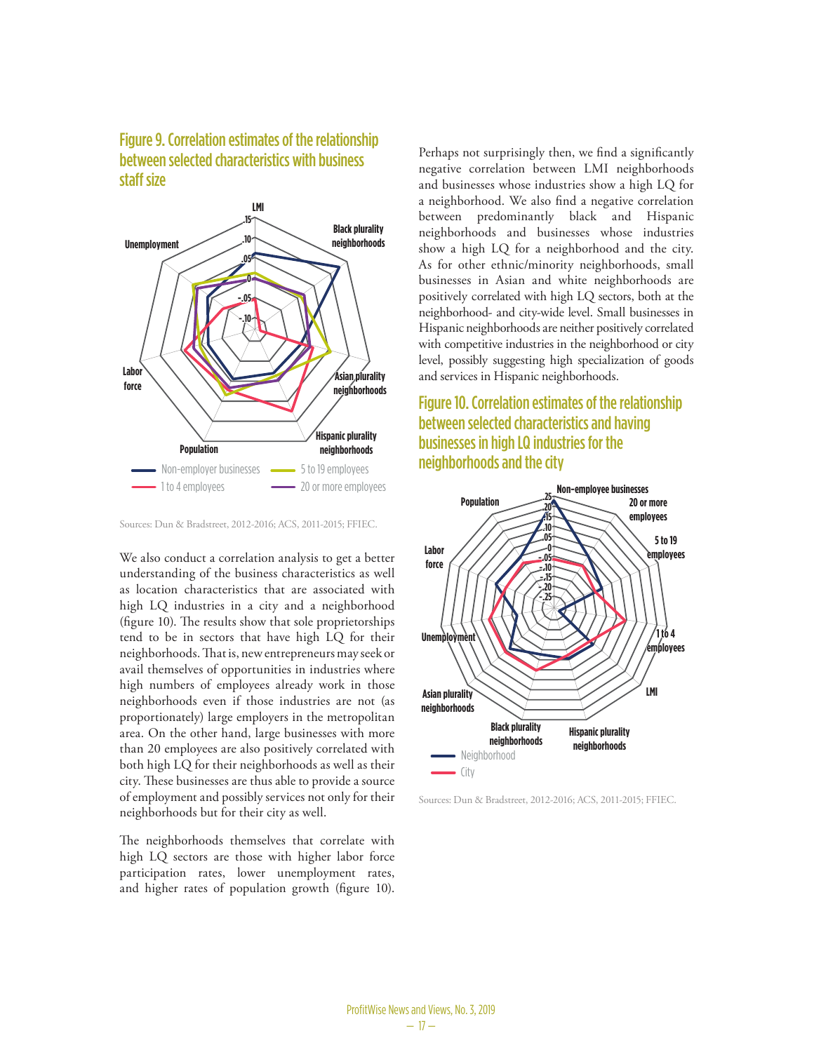## Figure 9. Correlation estimates of the relationship between selected characteristics with business staff size

Sources: Dun & Bradstreet, 2012-2016; ACS, 2011-2015; FFIEC.

We also conduct a correlation analysis to get a better understanding of the business characteristics as well as location characteristics that are associated with high LQ industries in a city and a neighborhood (figure 10). The results show that sole proprietorships tend to be in sectors that have high LQ for their neighborhoods. That is, new entrepreneurs may seek or avail themselves of opportunities in industries where high numbers of employees already work in those neighborhoods even if those industries are not (as proportionately) large employers in the metropolitan area. On the other hand, large businesses with more than 20 employees are also positively correlated with both high LQ for their neighborhoods as well as their city. These businesses are thus able to provide a source of employment and possibly services not only for their neighborhoods but for their city as well.

The neighborhoods themselves that correlate with high LQ sectors are those with higher labor force participation rates, lower unemployment rates, and higher rates of population growth (figure 10). Perhaps not surprisingly then, we find a significantly negative correlation between LMI neighborhoods and businesses whose industries show a high LQ for a neighborhood. We also find a negative correlation between predominantly black and Hispanic neighborhoods and businesses whose industries show a high LQ for a neighborhood and the city. As for other ethnic/minority neighborhoods, small businesses in Asian and white neighborhoods are positively correlated with high LQ sectors, both at the neighborhood- and city-wide level. Small businesses in Hispanic neighborhoods are neither positively correlated with competitive industries in the neighborhood or city level, possibly suggesting high specialization of goods and services in Hispanic neighborhoods.

## Figure 10. Correlation estimates of the relationship between selected characteristics and having businesses in high LQ industries for the neighborhoods and the city

Sources: Dun & Bradstreet, 2012-2016; ACS, 2011-2015; FFIEC.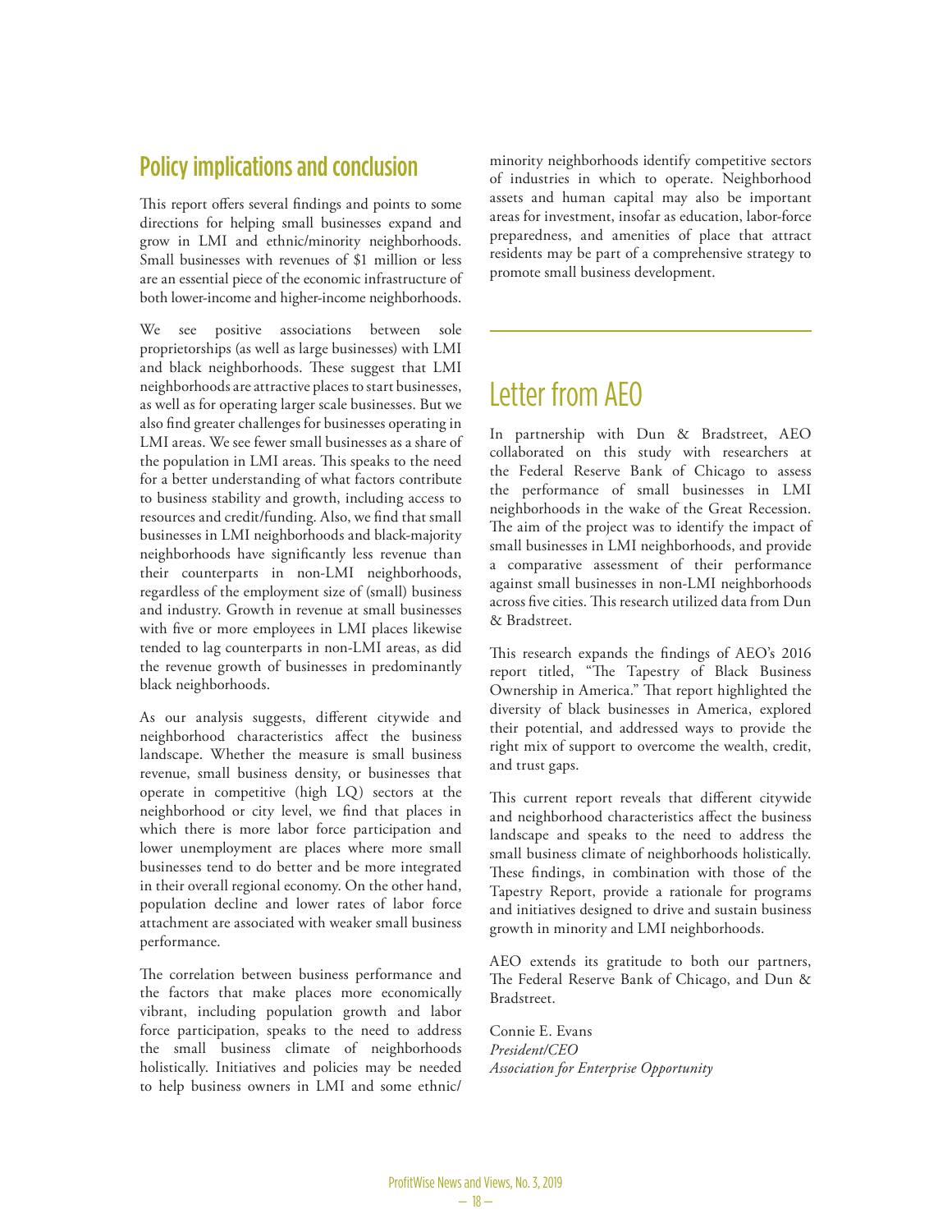## Policy implications and conclusion

This report offers several findings and points to some directions for helping small businesses expand and grow in LMI and ethnic/minority neighborhoods. Small businesses with revenues of $1 million or less are an essential piece of the economic infrastructure of both lower-income and higher-income neighborhoods.

We see positive associations between sole proprietorships (as well as large businesses) with LMI and black neighborhoods. These suggest that LMI neighborhoods are attractive places to start businesses, as well as for operating larger scale businesses. But we also find greater challenges for businesses operating in LMI areas. We see fewer small businesses as a share of the population in LMI areas. This speaks to the need for a better understanding of what factors contribute to business stability and growth, including access to resources and credit/funding. Also, we find that small businesses in LMI neighborhoods and black-majority neighborhoods have significantly less revenue than their counterparts in non-LMI neighborhoods, regardless of the employment size of (small) business and industry. Growth in revenue at small businesses with five or more employees in LMI places likewise tended to lag counterparts in non-LMI areas, as did the revenue growth of businesses in predominantly black neighborhoods.

As our analysis suggests, different citywide and neighborhood characteristics affect the business landscape. Whether the measure is small business revenue, small business density, or businesses that operate in competitive (high LQ) sectors at the neighborhood or city level, we find that places in which there is more labor force participation and lower unemployment are places where more small businesses tend to do better and be more integrated in their overall regional economy. On the other hand, population decline and lower rates of labor force attachment are associated with weaker small business performance.

The correlation between business performance and the factors that make places more economically vibrant, including population growth and labor force participation, speaks to the need to address the small business climate of neighborhoods holistically. Initiatives and policies may be needed to help business owners in LMI and some ethnic/minority neighborhoods identify competitive sectors of industries in which to operate. Neighborhood assets and human capital may also be important areas for investment, insofar as education, labor-force preparedness, and amenities of place that attract residents may be part of a comprehensive strategy to promote small business development.

# Letter from AEO

In partnership with Dun & Bradstreet, AEO collaborated on this study with researchers at the Federal Reserve Bank of Chicago to assess the performance of small businesses in LMI neighborhoods in the wake of the Great Recession. The aim of the project was to identify the impact of small businesses in LMI neighborhoods, and provide a comparative assessment of their performance against small businesses in non-LMI neighborhoods across five cities. This research utilized data from Dun & Bradstreet.

This research expands the findings of AEO's 2016 report titled, "The Tapestry of Black Business Ownership in America." That report highlighted the diversity of black businesses in America, explored their potential, and addressed ways to provide the right mix of support to overcome the wealth, credit, and trust gaps.

This current report reveals that different citywide and neighborhood characteristics affect the business landscape and speaks to the need to address the small business climate of neighborhoods holistically. These findings, in combination with those of the Tapestry Report, provide a rationale for programs and initiatives designed to drive and sustain business growth in minority and LMI neighborhoods.

AEO extends its gratitude to both our partners, The Federal Reserve Bank of Chicago, and Dun & Bradstreet.

Connie E. Evans
*President/CEO*
*Association for Enterprise Opportunity*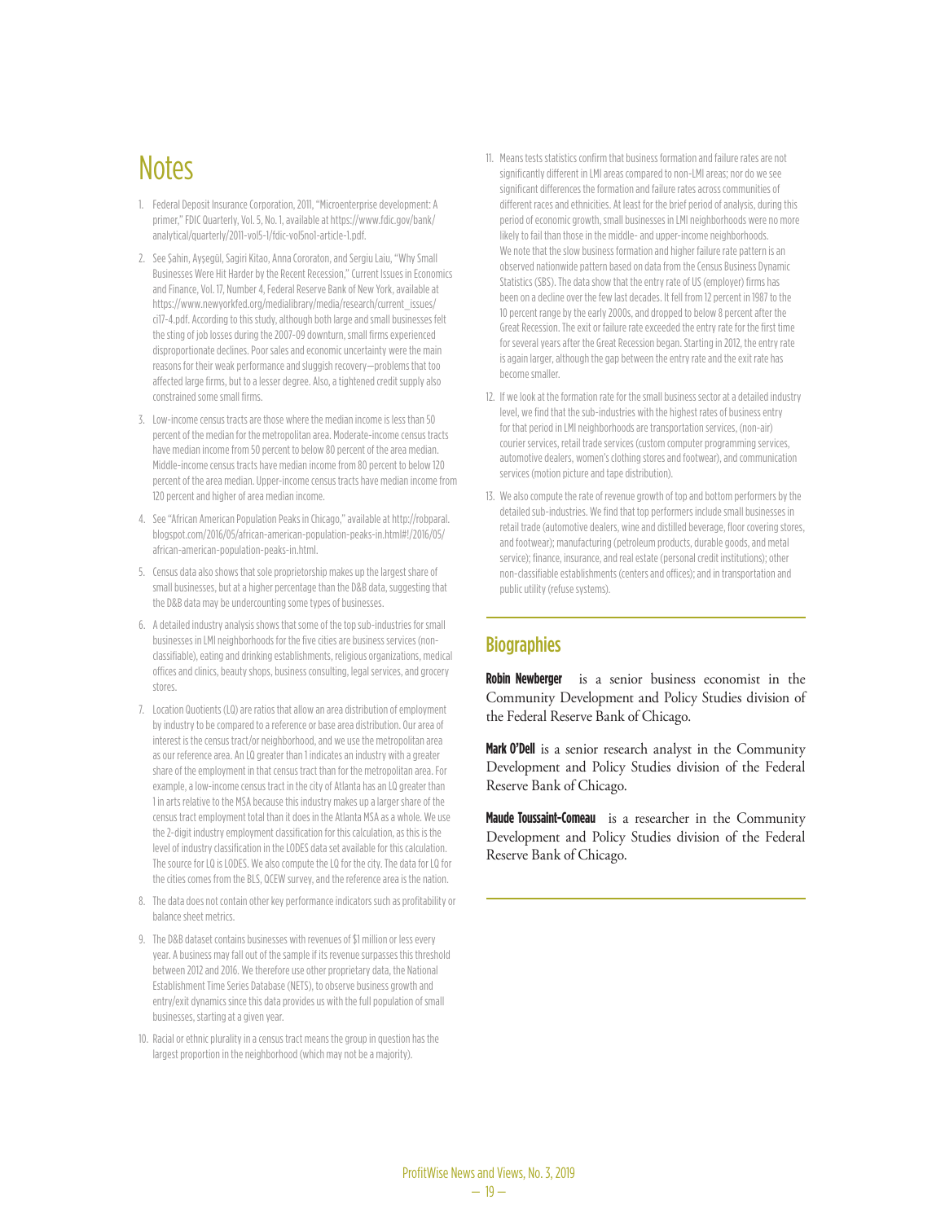# Notes

1. Federal Deposit Insurance Corporation, 2011, "Microenterprise development: A primer," FDIC Quarterly, Vol. 5, No. 1, available at https://www.fdic.gov/bank/analytical/quarterly/2011-vol5-1/fdic-vol5no1-article-1.pdf.

2. See Şahin, Ayşegül, Sagiri Kitao, Anna Cororaton, and Sergiu Laiu, "Why Small Businesses Were Hit Harder by the Recent Recession," Current Issues in Economics and Finance, Vol. 17, Number 4, Federal Reserve Bank of New York, available at https://www.newyorkfed.org/medialibrary/media/research/current_issues/ci17-4.pdf. According to this study, although both large and small businesses felt the sting of job losses during the 2007-09 downturn, small firms experienced disproportionate declines. Poor sales and economic uncertainty were the main reasons for their weak performance and sluggish recovery—problems that too affected large firms, but to a lesser degree. Also, a tightened credit supply also constrained some small firms.

3. Low-income census tracts are those where the median income is less than 50 percent of the median for the metropolitan area. Moderate-income census tracts have median income from 50 percent to below 80 percent of the area median. Middle-income census tracts have median income from 80 percent to below 120 percent of the area median. Upper-income census tracts have median income from 120 percent and higher of area median income.

4. See "African American Population Peaks in Chicago," available at http://robparal.blogspot.com/2016/05/african-american-population-peaks-in.html#!/2016/05/african-american-population-peaks-in.html.

5. Census data also shows that sole proprietorship makes up the largest share of small businesses, but at a higher percentage than the D&B data, suggesting that the D&B data may be undercounting some types of businesses.

6. A detailed industry analysis shows that some of the top sub-industries for small businesses in LMI neighborhoods for the five cities are business services (non-classifiable), eating and drinking establishments, religious organizations, medical offices and clinics, beauty shops, business consulting, legal services, and grocery stores.

7. Location Quotients (LQ) are ratios that allow an area distribution of employment by industry to be compared to a reference or base area distribution. Our area of interest is the census tract/or neighborhood, and we use the metropolitan area as our reference area. An LQ greater than 1 indicates an industry with a greater share of the employment in that census tract than for the metropolitan area. For example, a low-income census tract in the city of Atlanta has an LQ greater than 1 in arts relative to the MSA because this industry makes up a larger share of the census tract employment total than it does in the Atlanta MSA as a whole. We use the 2-digit industry employment classification for this calculation, as this is the level of industry classification in the LODES data set available for this calculation. The source for LQ is LODES. We also compute the LQ for the city. The data for LQ for the cities comes from the BLS, QCEW survey, and the reference area is the nation.

8. The data does not contain other key performance indicators such as profitability or balance sheet metrics.

9. The D&B dataset contains businesses with revenues of $1 million or less every year. A business may fall out of the sample if its revenue surpasses this threshold between 2012 and 2016. We therefore use other proprietary data, the National Establishment Time Series Database (NETS), to observe business growth and entry/exit dynamics since this data provides us with the full population of small businesses, starting at a given year.

10. Racial or ethnic plurality in a census tract means the group in question has the largest proportion in the neighborhood (which may not be a majority).

11. Means tests statistics confirm that business formation and failure rates are not significantly different in LMI areas compared to non-LMI areas; nor do we see significant differences the formation and failure rates across communities of different races and ethnicities. At least for the brief period of analysis, during this period of economic growth, small businesses in LMI neighborhoods were no more likely to fail than those in the middle- and upper-income neighborhoods. We note that the slow business formation and higher failure rate pattern is an observed nationwide pattern based on data from the Census Business Dynamic Statistics (SBS). The data show that the entry rate of US (employer) firms has been on a decline over the few last decades. It fell from 12 percent in 1987 to the 10 percent range by the early 2000s, and dropped to below 8 percent after the Great Recession. The exit or failure rate exceeded the entry rate for the first time for several years after the Great Recession began. Starting in 2012, the entry rate is again larger, although the gap between the entry rate and the exit rate has become smaller.

12. If we look at the formation rate for the small business sector at a detailed industry level, we find that the sub-industries with the highest rates of business entry for that period in LMI neighborhoods are transportation services, (non-air) courier services, retail trade services (custom computer programming services, automotive dealers, women's clothing stores and footwear), and communication services (motion picture and tape distribution).

13. We also compute the rate of revenue growth of top and bottom performers by the detailed sub-industries. We find that top performers include small businesses in retail trade (automotive dealers, wine and distilled beverage, floor covering stores, and footwear); manufacturing (petroleum products, durable goods, and metal service); finance, insurance, and real estate (personal credit institutions); other non-classifiable establishments (centers and offices); and in transportation and public utility (refuse systems).

## Biographies

**Robin Newberger** is a senior business economist in the Community Development and Policy Studies division of the Federal Reserve Bank of Chicago.

**Mark O'Dell** is a senior research analyst in the Community Development and Policy Studies division of the Federal Reserve Bank of Chicago.

**Maude Toussaint-Comeau** is a researcher in the Community Development and Policy Studies division of the Federal Reserve Bank of Chicago.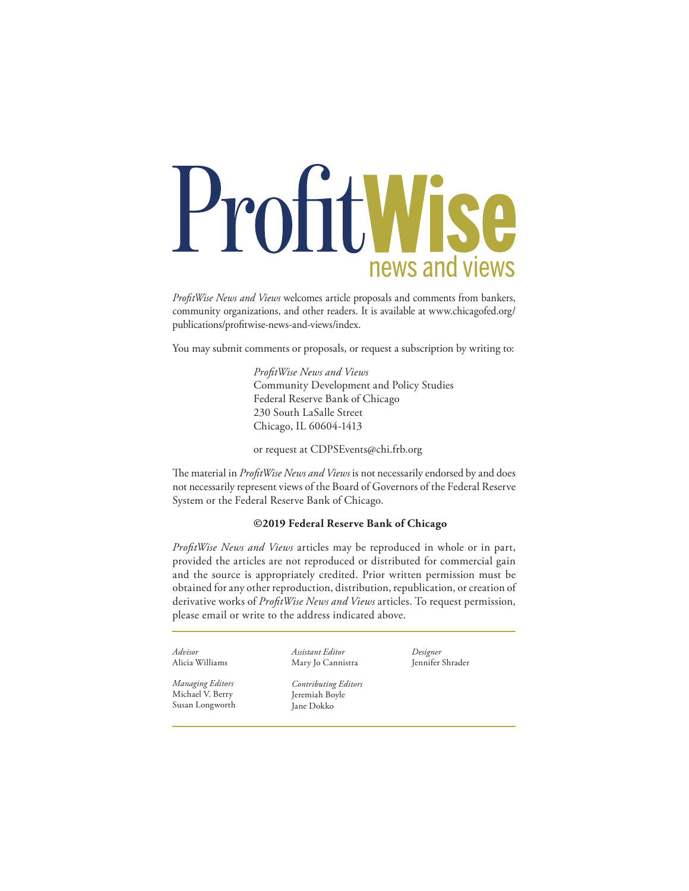# ProfitWise news and views

*ProfitWise News and Views* welcomes article proposals and comments from bankers, community organizations, and other readers. It is available at www.chicagofed.org/publications/profitwise-news-and-views/index.

You may submit comments or proposals, or request a subscription by writing to:

> *ProfitWise News and Views*
> Community Development and Policy Studies
> Federal Reserve Bank of Chicago
> 230 South LaSalle Street
> Chicago, IL 60604-1413
>
> or request at CDPSEvents@chi.frb.org

The material in *ProfitWise News and Views* is not necessarily endorsed by and does not necessarily represent views of the Board of Governors of the Federal Reserve System or the Federal Reserve Bank of Chicago.

**©2019 Federal Reserve Bank of Chicago**

*ProfitWise News and Views* articles may be reproduced in whole or in part, provided the articles are not reproduced or distributed for commercial gain and the source is appropriately credited. Prior written permission must be obtained for any other reproduction, distribution, republication, or creation of derivative works of *ProfitWise News and Views* articles. To request permission, please email or write to the address indicated above.

---

*Advisor*
Alicia Williams

*Managing Editors*
Michael V. Berry
Susan Longworth

*Assistant Editor*
Mary Jo Cannistra

*Contributing Editors*
Jeremiah Boyle
Jane Dokko

*Designer*
Jennifer Shrader